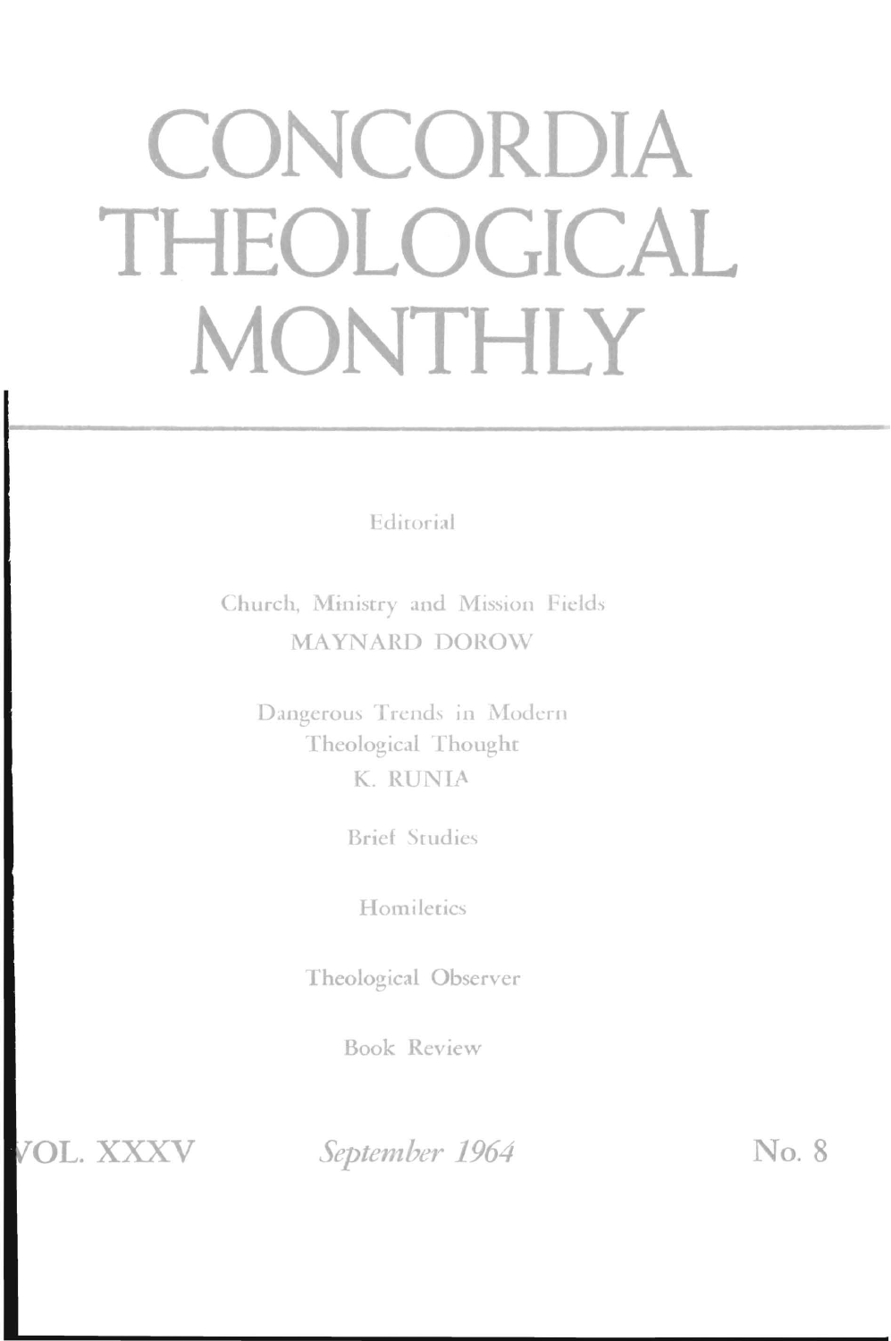# CONCORDIA THEOLOGICAL MONTHLY

Editorial

Church, Ministry and Mission Fields
MAYNARD DOROW

Dangerous Trends in Modern Theological Thought
K. RUNIA

Brief Studies

Homiletics

Theological Observer

Book Review

VOL. XXXV *September 1964* No. 8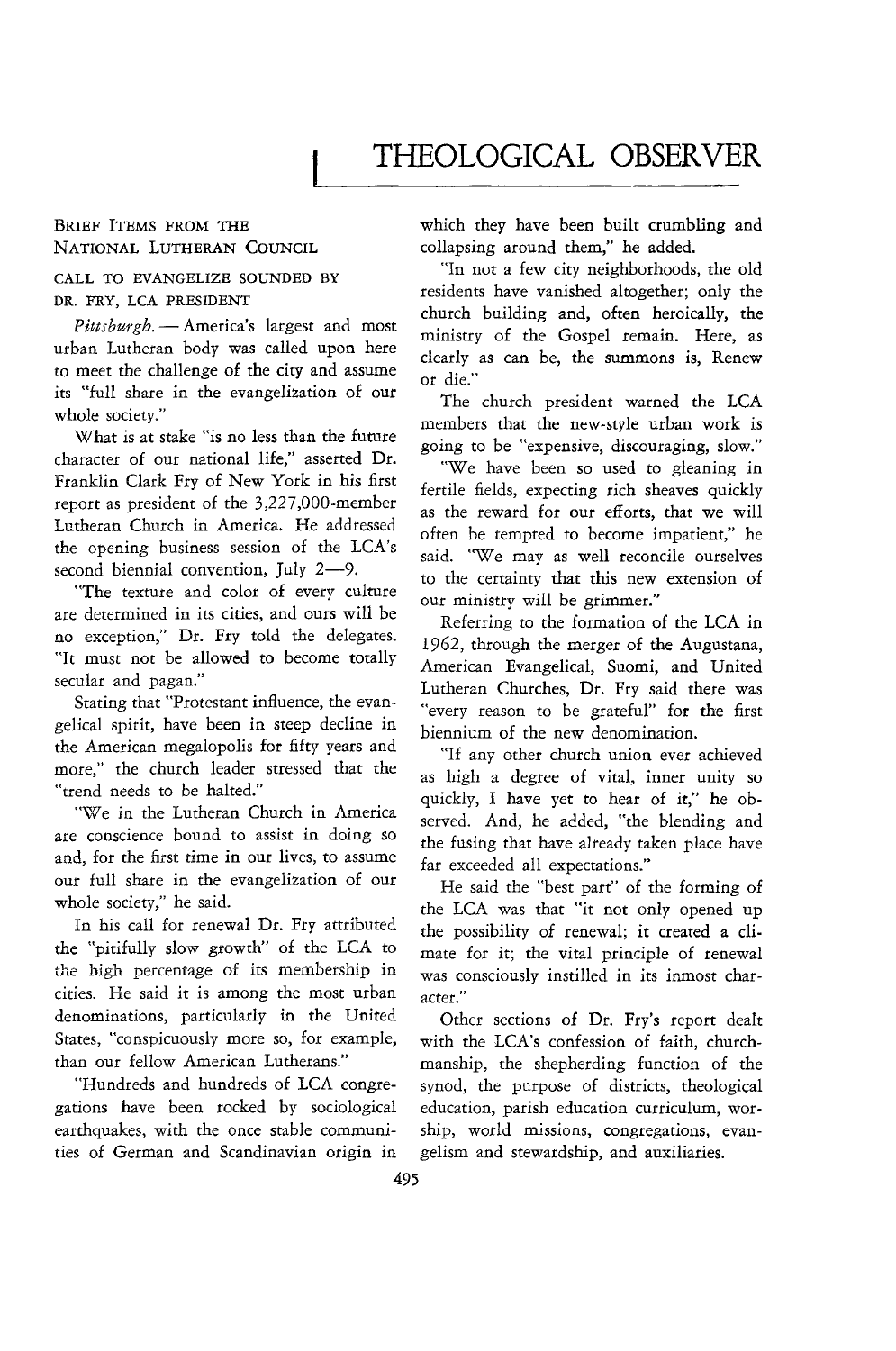# THEOLOGICAL OBSERVER

## BRIEF ITEMS FROM THE NATIONAL LUTHERAN COUNCIL

### CALL TO EVANGELIZE SOUNDED BY DR. FRY, LCA PRESIDENT

*Pittsburgh.* — America's largest and most urban Lutheran body was called upon here to meet the challenge of the city and assume its "full share in the evangelization of our whole society."

What is at stake "is no less than the future character of our national life," asserted Dr. Franklin Clark Fry of New York in his first report as president of the 3,227,000-member Lutheran Church in America. He addressed the opening business session of the LCA's second biennial convention, July 2—9.

"The texture and color of every culture are determined in its cities, and ours will be no exception," Dr. Fry told the delegates. "It must not be allowed to become totally secular and pagan."

Stating that "Protestant influence, the evangelical spirit, have been in steep decline in the American megalopolis for fifty years and more," the church leader stressed that the "trend needs to be halted."

"We in the Lutheran Church in America are conscience bound to assist in doing so and, for the first time in our lives, to assume our full share in the evangelization of our whole society," he said.

In his call for renewal Dr. Fry attributed the "pitifully slow growth" of the LCA to the high percentage of its membership in cities. He said it is among the most urban denominations, particularly in the United States, "conspicuously more so, for example, than our fellow American Lutherans."

"Hundreds and hundreds of LCA congregations have been rocked by sociological earthquakes, with the once stable communities of German and Scandinavian origin in which they have been built crumbling and collapsing around them," he added.

"In not a few city neighborhoods, the old residents have vanished altogether; only the church building and, often heroically, the ministry of the Gospel remain. Here, as clearly as can be, the summons is, Renew or die."

The church president warned the LCA members that the new-style urban work is going to be "expensive, discouraging, slow."

"We have been so used to gleaning in fertile fields, expecting rich sheaves quickly as the reward for our efforts, that we will often be tempted to become impatient," he said. "We may as well reconcile ourselves to the certainty that this new extension of our ministry will be grimmer."

Referring to the formation of the LCA in 1962, through the merger of the Augustana, American Evangelical, Suomi, and United Lutheran Churches, Dr. Fry said there was "every reason to be grateful" for the first biennium of the new denomination.

"If any other church union ever achieved as high a degree of vital, inner unity so quickly, I have yet to hear of it," he observed. And, he added, "the blending and the fusing that have already taken place have far exceeded all expectations."

He said the "best part" of the forming of the LCA was that "it not only opened up the possibility of renewal; it created a climate for it; the vital principle of renewal was consciously instilled in its inmost character."

Other sections of Dr. Fry's report dealt with the LCA's confession of faith, churchmanship, the shepherding function of the synod, the purpose of districts, theological education, parish education curriculum, worship, world missions, congregations, evangelism and stewardship, and auxiliaries.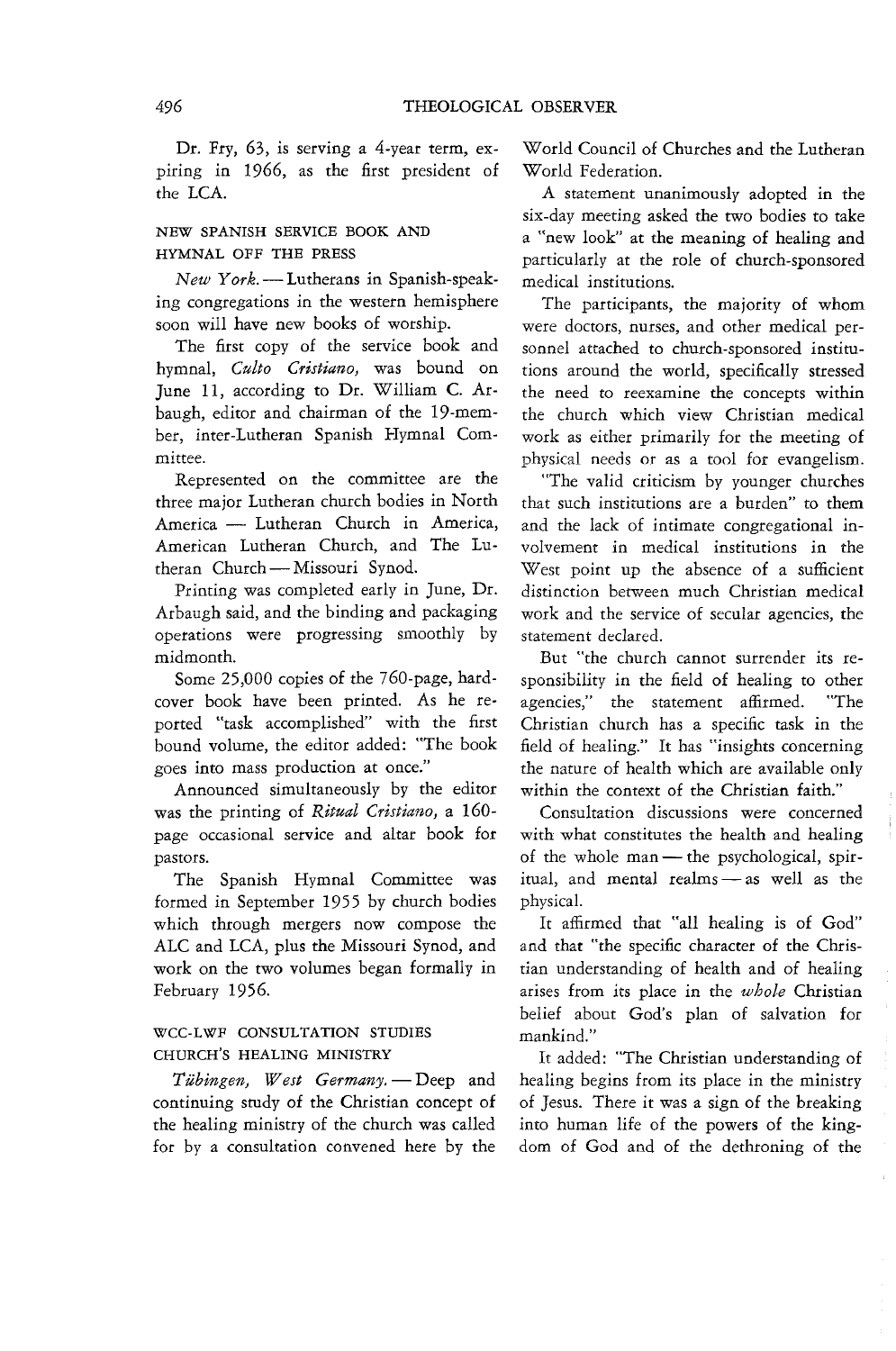Dr. Fry, 63, is serving a 4-year term, expiring in 1966, as the first president of the LCA.

### NEW SPANISH SERVICE BOOK AND HYMNAL OFF THE PRESS

*New York.* — Lutherans in Spanish-speaking congregations in the western hemisphere soon will have new books of worship.

The first copy of the service book and hymnal, *Culto Cristiano,* was bound on June 11, according to Dr. William C. Arbaugh, editor and chairman of the 19-member, inter-Lutheran Spanish Hymnal Committee.

Represented on the committee are the three major Lutheran church bodies in North America — Lutheran Church in America, American Lutheran Church, and The Lutheran Church — Missouri Synod.

Printing was completed early in June, Dr. Arbaugh said, and the binding and packaging operations were progressing smoothly by midmonth.

Some 25,000 copies of the 760-page, hardcover book have been printed. As he reported "task accomplished" with the first bound volume, the editor added: "The book goes into mass production at once."

Announced simultaneously by the editor was the printing of *Ritual Cristiano,* a 160-page occasional service and altar book for pastors.

The Spanish Hymnal Committee was formed in September 1955 by church bodies which through mergers now compose the ALC and LCA, plus the Missouri Synod, and work on the two volumes began formally in February 1956.

### WCC-LWF CONSULTATION STUDIES CHURCH'S HEALING MINISTRY

*Tübingen, West Germany.* — Deep and continuing study of the Christian concept of the healing ministry of the church was called for by a consultation convened here by the World Council of Churches and the Lutheran World Federation.

A statement unanimously adopted in the six-day meeting asked the two bodies to take a "new look" at the meaning of healing and particularly at the role of church-sponsored medical institutions.

The participants, the majority of whom were doctors, nurses, and other medical personnel attached to church-sponsored institutions around the world, specifically stressed the need to reexamine the concepts within the church which view Christian medical work as either primarily for the meeting of physical needs or as a tool for evangelism.

"The valid criticism by younger churches that such institutions are a burden" to them and the lack of intimate congregational involvement in medical institutions in the West point up the absence of a sufficient distinction between much Christian medical work and the service of secular agencies, the statement declared.

But "the church cannot surrender its responsibility in the field of healing to other agencies," the statement affirmed. "The Christian church has a specific task in the field of healing." It has "insights concerning the nature of health which are available only within the context of the Christian faith."

Consultation discussions were concerned with what constitutes the health and healing of the whole man — the psychological, spiritual, and mental realms — as well as the physical.

It affirmed that "all healing is of God" and that "the specific character of the Christian understanding of health and of healing arises from its place in the *whole* Christian belief about God's plan of salvation for mankind."

It added: "The Christian understanding of healing begins from its place in the ministry of Jesus. There it was a sign of the breaking into human life of the powers of the kingdom of God and of the dethroning of the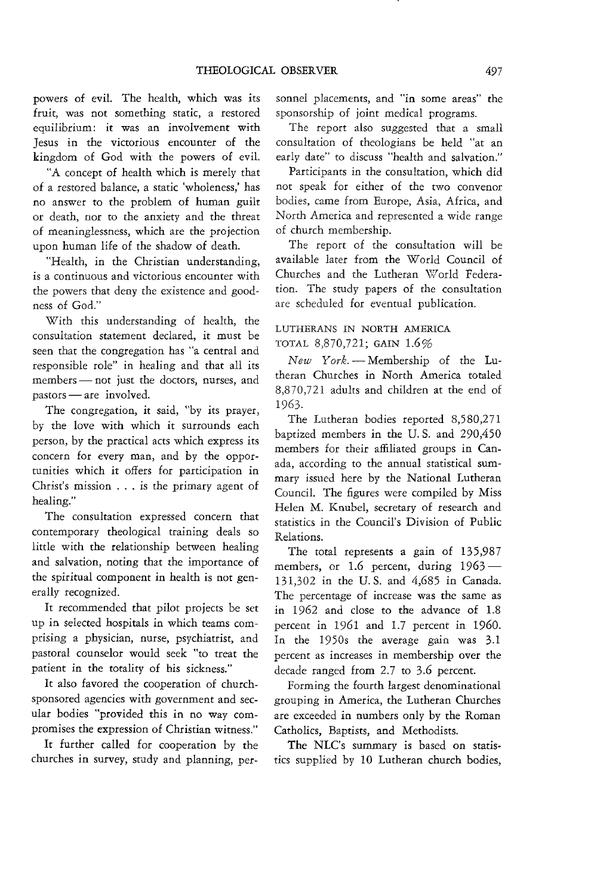powers of evil. The health, which was its fruit, was not something static, a restored equilibrium: it was an involvement with Jesus in the victorious encounter of the kingdom of God with the powers of evil.

"A concept of health which is merely that of a restored balance, a static 'wholeness,' has no answer to the problem of human guilt or death, nor to the anxiety and the threat of meaninglessness, which are the projection upon human life of the shadow of death.

"Health, in the Christian understanding, is a continuous and victorious encounter with the powers that deny the existence and goodness of God."

With this understanding of health, the consultation statement declared, it must be seen that the congregation has "a central and responsible role" in healing and that all its members — not just the doctors, nurses, and pastors — are involved.

The congregation, it said, "by its prayer, by the love with which it surrounds each person, by the practical acts which express its concern for every man, and by the opportunities which it offers for participation in Christ's mission . . . is the primary agent of healing."

The consultation expressed concern that contemporary theological training deals so little with the relationship between healing and salvation, noting that the importance of the spiritual component in health is not generally recognized.

It recommended that pilot projects be set up in selected hospitals in which teams comprising a physician, nurse, psychiatrist, and pastoral counselor would seek "to treat the patient in the totality of his sickness."

It also favored the cooperation of church-sponsored agencies with government and secular bodies "provided this in no way compromises the expression of Christian witness."

It further called for cooperation by the churches in survey, study and planning, personnel placements, and "in some areas" the sponsorship of joint medical programs.

The report also suggested that a small consultation of theologians be held "at an early date" to discuss "health and salvation."

Participants in the consultation, which did not speak for either of the two convenor bodies, came from Europe, Asia, Africa, and North America and represented a wide range of church membership.

The report of the consultation will be available later from the World Council of Churches and the Lutheran World Federation. The study papers of the consultation are scheduled for eventual publication.

## LUTHERANS IN NORTH AMERICA TOTAL 8,870,721; GAIN 1.6%

*New York.* — Membership of the Lutheran Churches in North America totaled 8,870,721 adults and children at the end of 1963.

The Lutheran bodies reported 8,580,271 baptized members in the U. S. and 290,450 members for their affiliated groups in Canada, according to the annual statistical summary issued here by the National Lutheran Council. The figures were compiled by Miss Helen M. Knubel, secretary of research and statistics in the Council's Division of Public Relations.

The total represents a gain of 135,987 members, or 1.6 percent, during 1963 — 131,302 in the U. S. and 4,685 in Canada. The percentage of increase was the same as in 1962 and close to the advance of 1.8 percent in 1961 and 1.7 percent in 1960. In the 1950s the average gain was 3.1 percent as increases in membership over the decade ranged from 2.7 to 3.6 percent.

Forming the fourth largest denominational grouping in America, the Lutheran Churches are exceeded in numbers only by the Roman Catholics, Baptists, and Methodists.

The NLC's summary is based on statistics supplied by 10 Lutheran church bodies,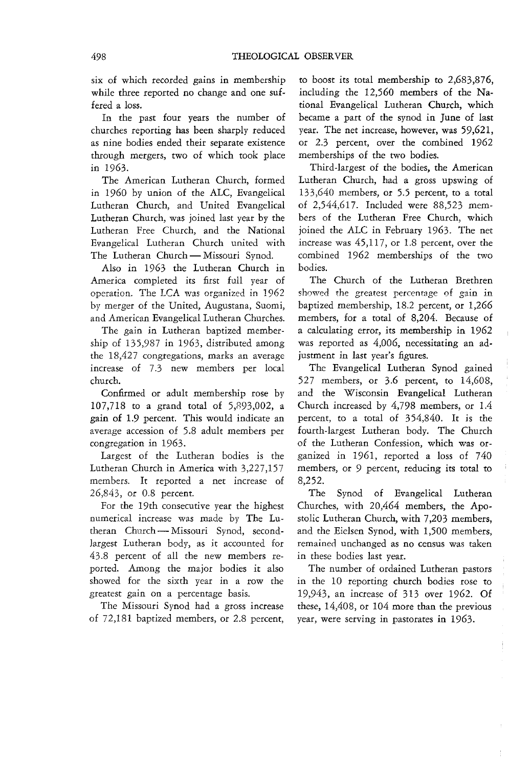six of which recorded gains in membership while three reported no change and one suffered a loss.

In the past four years the number of churches reporting has been sharply reduced as nine bodies ended their separate existence through mergers, two of which took place in 1963.

The American Lutheran Church, formed in 1960 by union of the ALC, Evangelical Lutheran Church, and United Evangelical Lutheran Church, was joined last year by the Lutheran Free Church, and the National Evangelical Lutheran Church united with The Lutheran Church — Missouri Synod.

Also in 1963 the Lutheran Church in America completed its first full year of operation. The LCA was organized in 1962 by merger of the United, Augustana, Suomi, and American Evangelical Lutheran Churches.

The gain in Lutheran baptized membership of 135,987 in 1963, distributed among the 18,427 congregations, marks an average increase of 7.3 new members per local church.

Confirmed or adult membership rose by 107,718 to a grand total of 5,893,002, a gain of 1.9 percent. This would indicate an average accession of 5.8 adult members per congregation in 1963.

Largest of the Lutheran bodies is the Lutheran Church in America with 3,227,157 members. It reported a net increase of 26,843, or 0.8 percent.

For the 19th consecutive year the highest numerical increase was made by The Lutheran Church — Missouri Synod, second-largest Lutheran body, as it accounted for 43.8 percent of all the new members reported. Among the major bodies it also showed for the sixth year in a row the greatest gain on a percentage basis.

The Missouri Synod had a gross increase of 72,181 baptized members, or 2.8 percent, to boost its total membership to 2,683,876, including the 12,560 members of the National Evangelical Lutheran Church, which became a part of the synod in June of last year. The net increase, however, was 59,621, or 2.3 percent, over the combined 1962 memberships of the two bodies.

Third-largest of the bodies, the American Lutheran Church, had a gross upswing of 133,640 members, or 5.5 percent, to a total of 2,544,617. Included were 88,523 members of the Lutheran Free Church, which joined the ALC in February 1963. The net increase was 45,117, or 1.8 percent, over the combined 1962 memberships of the two bodies.

The Church of the Lutheran Brethren showed the greatest percentage of gain in baptized membership, 18.2 percent, or 1,266 members, for a total of 8,204. Because of a calculating error, its membership in 1962 was reported as 4,006, necessitating an adjustment in last year's figures.

The Evangelical Lutheran Synod gained 527 members, or 3.6 percent, to 14,608, and the Wisconsin Evangelical Lutheran Church increased by 4,798 members, or 1.4 percent, to a total of 354,840. It is the fourth-largest Lutheran body. The Church of the Lutheran Confession, which was organized in 1961, reported a loss of 740 members, or 9 percent, reducing its total to 8,252.

The Synod of Evangelical Lutheran Churches, with 20,464 members, the Apostolic Lutheran Church, with 7,203 members, and the Eielsen Synod, with 1,500 members, remained unchanged as no census was taken in these bodies last year.

The number of ordained Lutheran pastors in the 10 reporting church bodies rose to 19,943, an increase of 313 over 1962. Of these, 14,408, or 104 more than the previous year, were serving in pastorates in 1963.